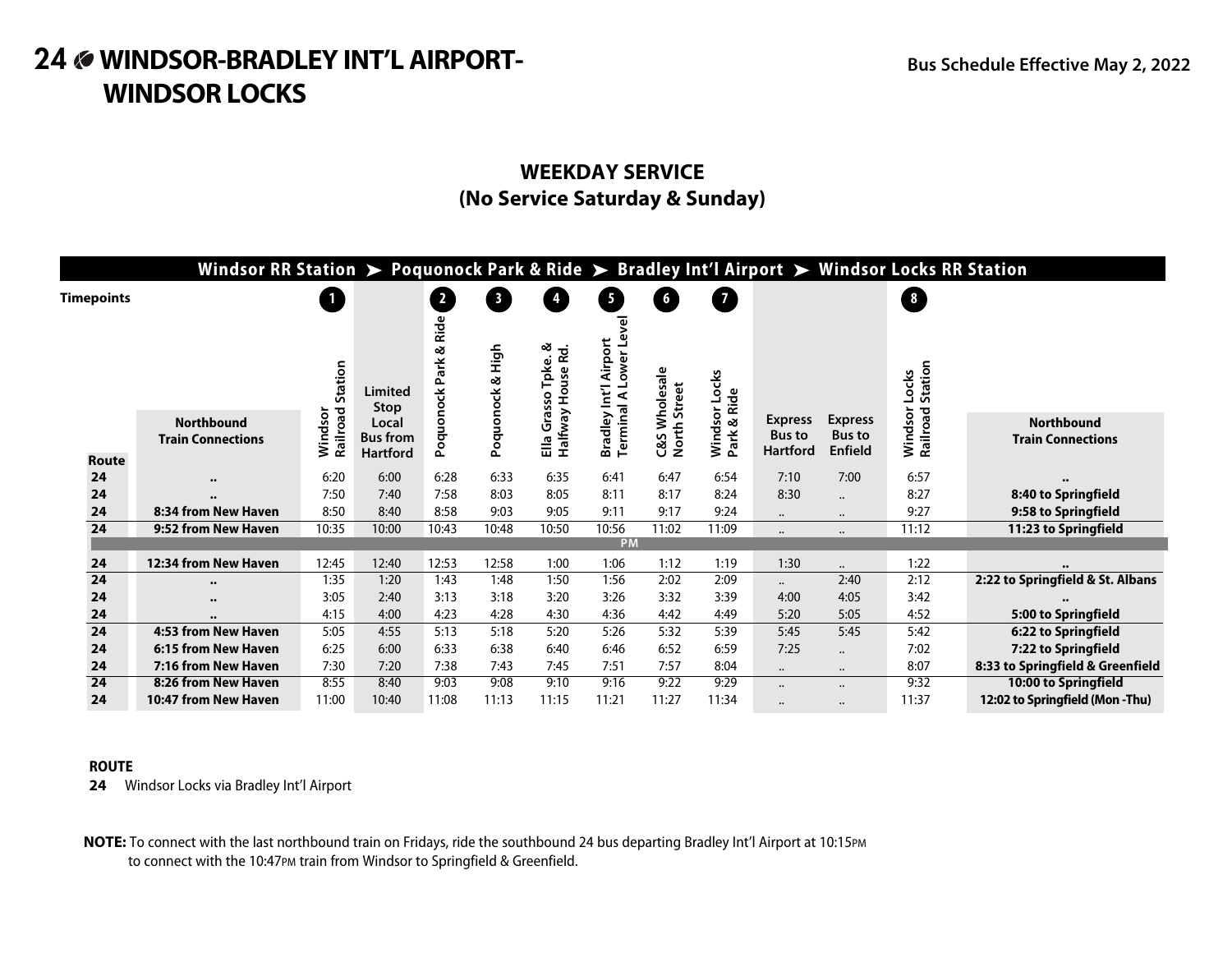# 24 WINDSOR-BRADLEY INT'L AIRPORT-WINDSOR LOCKS

**Bus Schedule Effective May 2, 2022**

## WEEKDAY SERVICE
### (No Service Saturday & Sunday)

**Windsor RR Station ➤ Poquonock Park & Ride ➤ Bradley Int'l Airport ➤ Windsor Locks RR Station**

| Route | Northbound Train Connections | 1 Windsor Railroad Station | Limited Stop Local Bus from Hartford | 2 Poquonock Park & Ride | 3 Poquonock & High | 4 Ella Grasso Tpke. & Halfway House Rd. | 5 Bradley Int'l Airport Terminal A Lower Level | 6 C&S Wholesale North Street | 7 Windsor Locks Park & Ride | Express Bus to Hartford | Express Bus to Enfield | 8 Windsor Locks Railroad Station | Northbound Train Connections |
|---|---|---|---|---|---|---|---|---|---|---|---|---|---|
| 24 | .. | 6:20 | 6:00 | 6:28 | 6:33 | 6:35 | 6:41 | 6:47 | 6:54 | 7:10 | 7:00 | 6:57 | .. |
| 24 | .. | 7:50 | 7:40 | 7:58 | 8:03 | 8:05 | 8:11 | 8:17 | 8:24 | 8:30 | .. | 8:27 | 8:40 to Springfield |
| 24 | 8:34 from New Haven | 8:50 | 8:40 | 8:58 | 9:03 | 9:05 | 9:11 | 9:17 | 9:24 | .. | .. | 9:27 | 9:58 to Springfield |
| 24 | 9:52 from New Haven | 10:35 | 10:00 | 10:43 | 10:48 | 10:50 | 10:56 | 11:02 | 11:09 | .. | .. | 11:12 | 11:23 to Springfield |
| **PM** | | | | | | | | | | | | | |
| 24 | 12:34 from New Haven | 12:45 | 12:40 | 12:53 | 12:58 | 1:00 | 1:06 | 1:12 | 1:19 | 1:30 | .. | 1:22 | .. |
| 24 | .. | 1:35 | 1:20 | 1:43 | 1:48 | 1:50 | 1:56 | 2:02 | 2:09 | .. | 2:40 | 2:12 | 2:22 to Springfield & St. Albans |
| 24 | .. | 3:05 | 2:40 | 3:13 | 3:18 | 3:20 | 3:26 | 3:32 | 3:39 | 4:00 | 4:05 | 3:42 | .. |
| 24 | .. | 4:15 | 4:00 | 4:23 | 4:28 | 4:30 | 4:36 | 4:42 | 4:49 | 5:20 | 5:05 | 4:52 | 5:00 to Springfield |
| 24 | 4:53 from New Haven | 5:05 | 4:55 | 5:13 | 5:18 | 5:20 | 5:26 | 5:32 | 5:39 | 5:45 | 5:45 | 5:42 | 6:22 to Springfield |
| 24 | 6:15 from New Haven | 6:25 | 6:00 | 6:33 | 6:38 | 6:40 | 6:46 | 6:52 | 6:59 | 7:25 | .. | 7:02 | 7:22 to Springfield |
| 24 | 7:16 from New Haven | 7:30 | 7:20 | 7:38 | 7:43 | 7:45 | 7:51 | 7:57 | 8:04 | .. | .. | 8:07 | 8:33 to Springfield & Greenfield |
| 24 | 8:26 from New Haven | 8:55 | 8:40 | 9:03 | 9:08 | 9:10 | 9:16 | 9:22 | 9:29 | .. | .. | 9:32 | 10:00 to Springfield |
| 24 | 10:47 from New Haven | 11:00 | 10:40 | 11:08 | 11:13 | 11:15 | 11:21 | 11:27 | 11:34 | .. | .. | 11:37 | 12:02 to Springfield (Mon -Thu) |

**ROUTE**

**24** Windsor Locks via Bradley Int'l Airport

**NOTE:** To connect with the last northbound train on Fridays, ride the southbound 24 bus departing Bradley Int'l Airport at 10:15PM to connect with the 10:47PM train from Windsor to Springfield & Greenfield.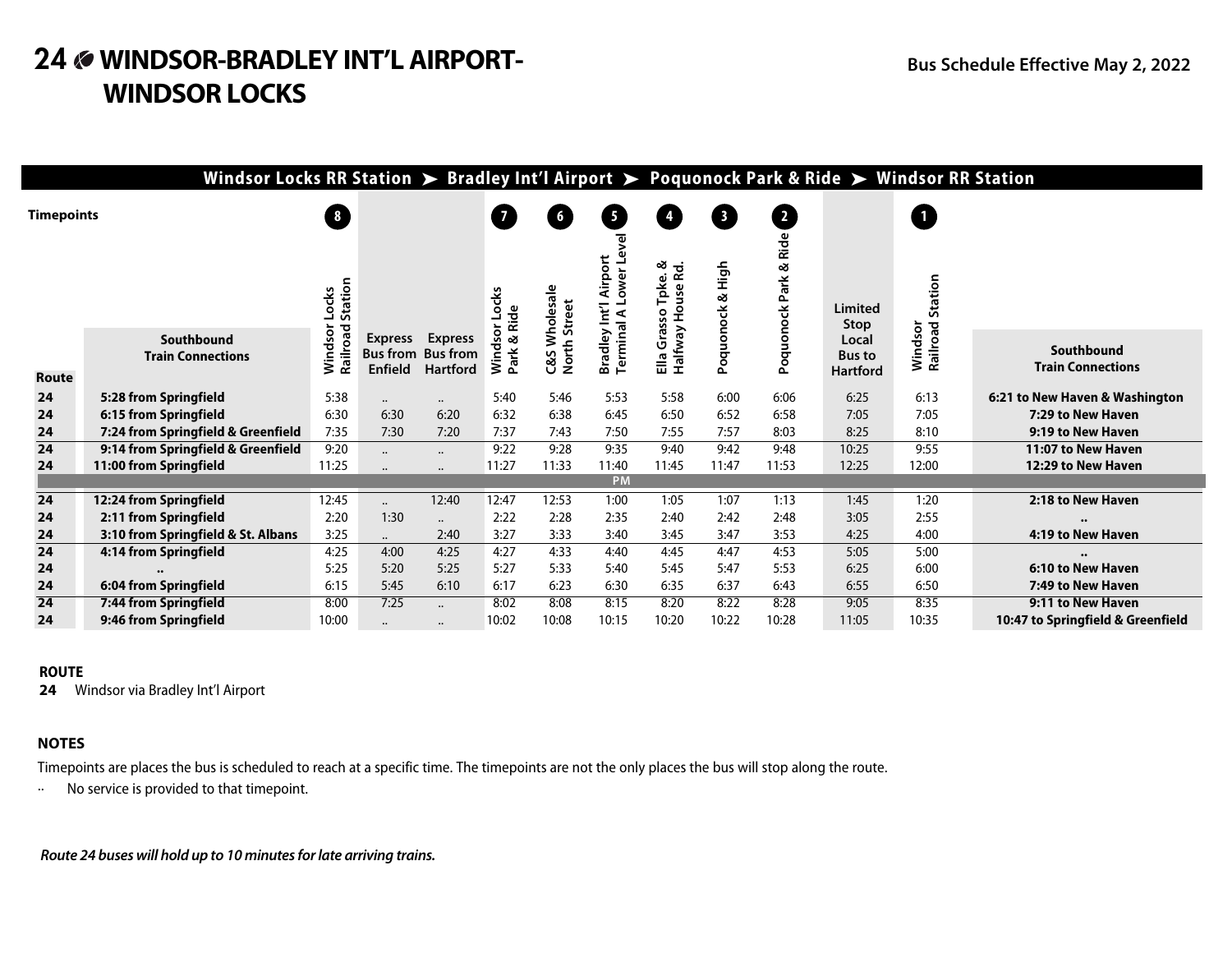# 24 WINDSOR-BRADLEY INT'L AIRPORT-WINDSOR LOCKS

**Bus Schedule Effective May 2, 2022**

## Windsor Locks RR Station ➤ Bradley Int'l Airport ➤ Poquonock Park & Ride ➤ Windsor RR Station

| Route | Southbound Train Connections | 8 Windsor Locks Railroad Station | Express Bus from Enfield | Express Bus from Hartford | 7 Windsor Locks Park & Ride | 6 C&S Wholesale North Street | 5 Bradley Int'l Airport Terminal A Lower Level | 4 Ella Grasso Tpke. & Halfway House Rd. | 3 Poquonock & High | 2 Poquonock Park & Ride | Limited Stop Local Bus to Hartford | 1 Windsor Railroad Station | Southbound Train Connections |
|---|---|---|---|---|---|---|---|---|---|---|---|---|---|
| 24 | 5:28 from Springfield | 5:38 | .. | .. | 5:40 | 5:46 | 5:53 | 5:58 | 6:00 | 6:06 | 6:25 | 6:13 | 6:21 to New Haven & Washington |
| 24 | 6:15 from Springfield | 6:30 | 6:30 | 6:20 | 6:32 | 6:38 | 6:45 | 6:50 | 6:52 | 6:58 | 7:05 | 7:05 | 7:29 to New Haven |
| 24 | 7:24 from Springfield & Greenfield | 7:35 | 7:30 | 7:20 | 7:37 | 7:43 | 7:50 | 7:55 | 7:57 | 8:03 | 8:25 | 8:10 | 9:19 to New Haven |
| 24 | 9:14 from Springfield & Greenfield | 9:20 | .. | .. | 9:22 | 9:28 | 9:35 | 9:40 | 9:42 | 9:48 | 10:25 | 9:55 | 11:07 to New Haven |
| 24 | 11:00 from Springfield | 11:25 | .. | .. | 11:27 | 11:33 | 11:40 | 11:45 | 11:47 | 11:53 | 12:25 | 12:00 | 12:29 to New Haven |
| | | | | | | | PM | | | | | | |
| 24 | 12:24 from Springfield | 12:45 | .. | 12:40 | 12:47 | 12:53 | 1:00 | 1:05 | 1:07 | 1:13 | 1:45 | 1:20 | 2:18 to New Haven |
| 24 | 2:11 from Springfield | 2:20 | 1:30 | .. | 2:22 | 2:28 | 2:35 | 2:40 | 2:42 | 2:48 | 3:05 | 2:55 | .. |
| 24 | 3:10 from Springfield & St. Albans | 3:25 | .. | 2:40 | 3:27 | 3:33 | 3:40 | 3:45 | 3:47 | 3:53 | 4:25 | 4:00 | 4:19 to New Haven |
| 24 | 4:14 from Springfield | 4:25 | 4:00 | 4:25 | 4:27 | 4:33 | 4:40 | 4:45 | 4:47 | 4:53 | 5:05 | 5:00 | .. |
| 24 | .. | 5:25 | 5:20 | 5:25 | 5:27 | 5:33 | 5:40 | 5:45 | 5:47 | 5:53 | 6:25 | 6:00 | 6:10 to New Haven |
| 24 | 6:04 from Springfield | 6:15 | 5:45 | 6:10 | 6:17 | 6:23 | 6:30 | 6:35 | 6:37 | 6:43 | 6:55 | 6:50 | 7:49 to New Haven |
| 24 | 7:44 from Springfield | 8:00 | 7:25 | .. | 8:02 | 8:08 | 8:15 | 8:20 | 8:22 | 8:28 | 9:05 | 8:35 | 9:11 to New Haven |
| 24 | 9:46 from Springfield | 10:00 | .. | .. | 10:02 | 10:08 | 10:15 | 10:20 | 10:22 | 10:28 | 11:05 | 10:35 | 10:47 to Springfield & Greenfield |

**ROUTE**

**24** Windsor via Bradley Int'l Airport

**NOTES**

Timepoints are places the bus is scheduled to reach at a specific time. The timepoints are not the only places the bus will stop along the route.

.. No service is provided to that timepoint.

***Route 24 buses will hold up to 10 minutes for late arriving trains.***